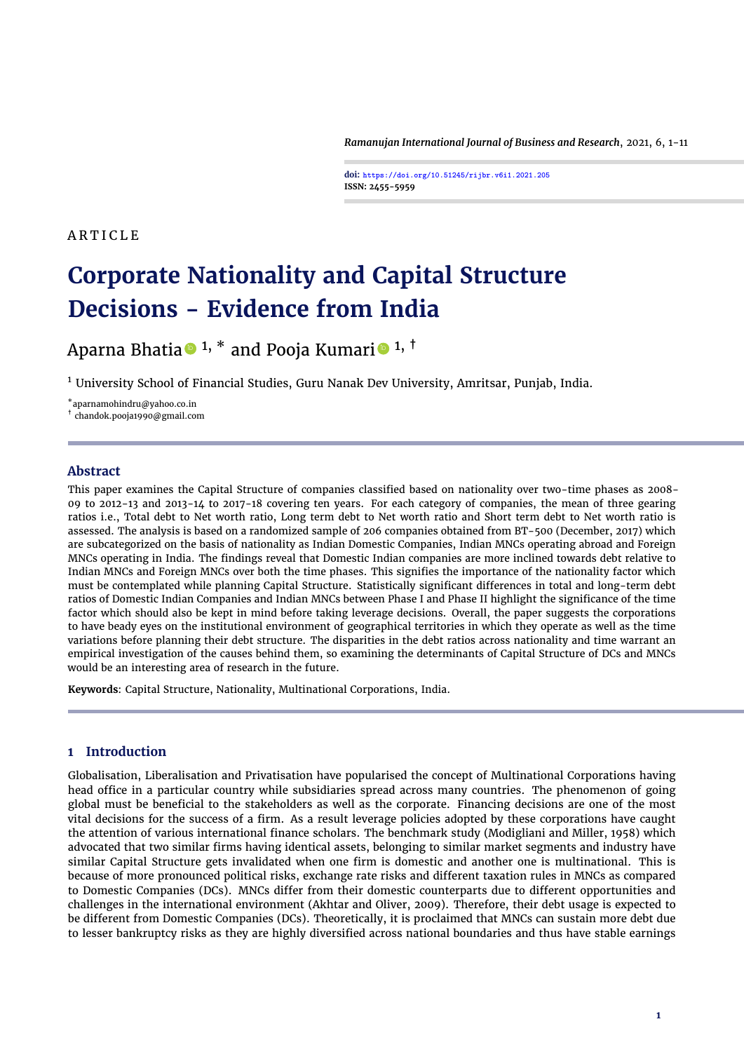Ramanujan International Journal of Business and Research, 2021, 6, 1-11

**doi:** https://doi.org/10.51245/rijbr.v6i1.2021.205
**ISSN:** 2455-5959

ARTICLE

# Corporate Nationality and Capital Structure Decisions - Evidence from India

Aparna Bhatia [1, *] and Pooja Kumari [1, †]

[1] University School of Financial Studies, Guru Nanak Dev University, Amritsar, Punjab, India.

[*] aparnamohindru@yahoo.co.in
[†] chandok.pooja1990@gmail.com

## Abstract

This paper examines the Capital Structure of companies classified based on nationality over two-time phases as 2008-09 to 2012-13 and 2013-14 to 2017-18 covering ten years. For each category of companies, the mean of three gearing ratios i.e., Total debt to Net worth ratio, Long term debt to Net worth ratio and Short term debt to Net worth ratio is assessed. The analysis is based on a randomized sample of 206 companies obtained from BT-500 (December, 2017) which are subcategorized on the basis of nationality as Indian Domestic Companies, Indian MNCs operating abroad and Foreign MNCs operating in India. The findings reveal that Domestic Indian companies are more inclined towards debt relative to Indian MNCs and Foreign MNCs over both the time phases. This signifies the importance of the nationality factor which must be contemplated while planning Capital Structure. Statistically significant differences in total and long-term debt ratios of Domestic Indian Companies and Indian MNCs between Phase I and Phase II highlight the significance of the time factor which should also be kept in mind before taking leverage decisions. Overall, the paper suggests the corporations to have beady eyes on the institutional environment of geographical territories in which they operate as well as the time variations before planning their debt structure. The disparities in the debt ratios across nationality and time warrant an empirical investigation of the causes behind them, so examining the determinants of Capital Structure of DCs and MNCs would be an interesting area of research in the future.

**Keywords**: Capital Structure, Nationality, Multinational Corporations, India.

## 1 Introduction

Globalisation, Liberalisation and Privatisation have popularised the concept of Multinational Corporations having head office in a particular country while subsidiaries spread across many countries. The phenomenon of going global must be beneficial to the stakeholders as well as the corporate. Financing decisions are one of the most vital decisions for the success of a firm. As a result leverage policies adopted by these corporations have caught the attention of various international finance scholars. The benchmark study (Modigliani and Miller, 1958) which advocated that two similar firms having identical assets, belonging to similar market segments and industry have similar Capital Structure gets invalidated when one firm is domestic and another one is multinational. This is because of more pronounced political risks, exchange rate risks and different taxation rules in MNCs as compared to Domestic Companies (DCs). MNCs differ from their domestic counterparts due to different opportunities and challenges in the international environment (Akhtar and Oliver, 2009). Therefore, their debt usage is expected to be different from Domestic Companies (DCs). Theoretically, it is proclaimed that MNCs can sustain more debt due to lesser bankruptcy risks as they are highly diversified across national boundaries and thus have stable earnings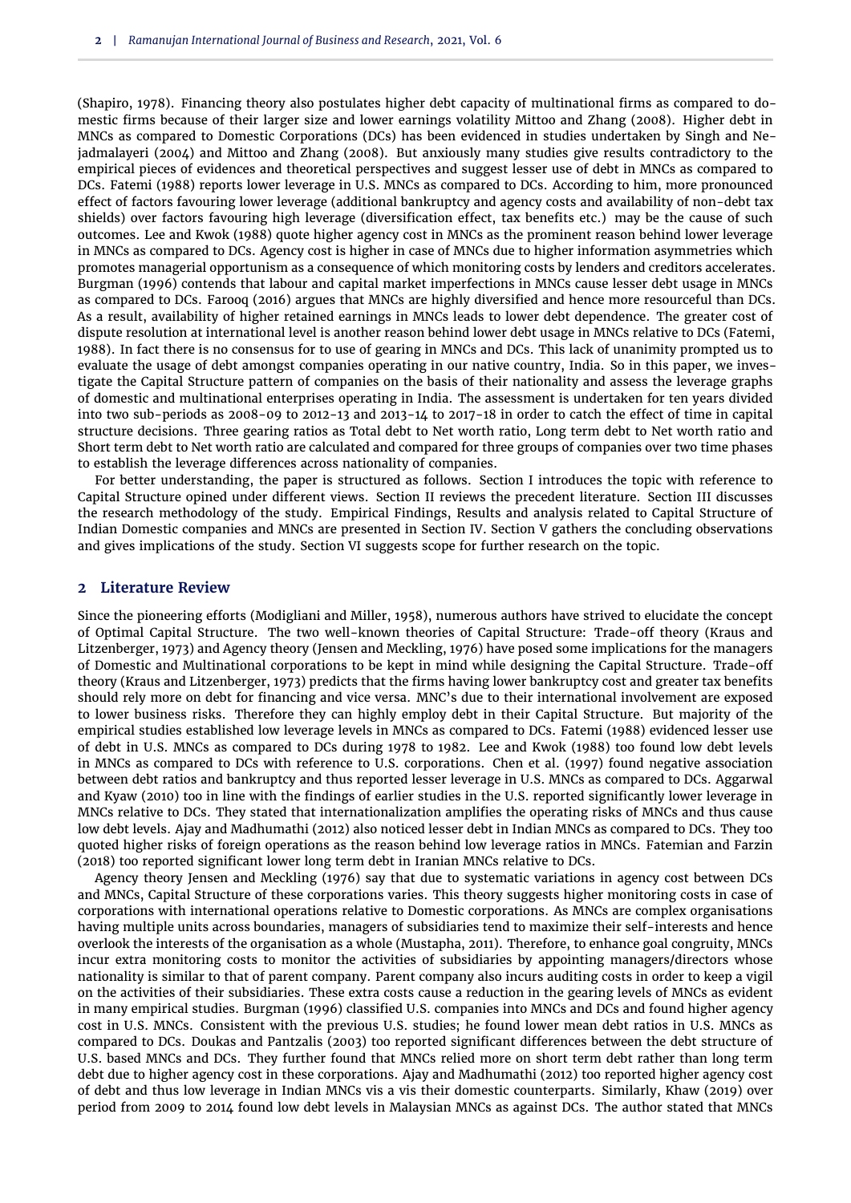(Shapiro, 1978). Financing theory also postulates higher debt capacity of multinational firms as compared to domestic firms because of their larger size and lower earnings volatility Mittoo and Zhang (2008). Higher debt in MNCs as compared to Domestic Corporations (DCs) has been evidenced in studies undertaken by Singh and Nejadmalayeri (2004) and Mittoo and Zhang (2008). But anxiously many studies give results contradictory to the empirical pieces of evidences and theoretical perspectives and suggest lesser use of debt in MNCs as compared to DCs. Fatemi (1988) reports lower leverage in U.S. MNCs as compared to DCs. According to him, more pronounced effect of factors favouring lower leverage (additional bankruptcy and agency costs and availability of non-debt tax shields) over factors favouring high leverage (diversification effect, tax benefits etc.) may be the cause of such outcomes. Lee and Kwok (1988) quote higher agency cost in MNCs as the prominent reason behind lower leverage in MNCs as compared to DCs. Agency cost is higher in case of MNCs due to higher information asymmetries which promotes managerial opportunism as a consequence of which monitoring costs by lenders and creditors accelerates. Burgman (1996) contends that labour and capital market imperfections in MNCs cause lesser debt usage in MNCs as compared to DCs. Farooq (2016) argues that MNCs are highly diversified and hence more resourceful than DCs. As a result, availability of higher retained earnings in MNCs leads to lower debt dependence. The greater cost of dispute resolution at international level is another reason behind lower debt usage in MNCs relative to DCs (Fatemi, 1988). In fact there is no consensus for to use of gearing in MNCs and DCs. This lack of unanimity prompted us to evaluate the usage of debt amongst companies operating in our native country, India. So in this paper, we investigate the Capital Structure pattern of companies on the basis of their nationality and assess the leverage graphs of domestic and multinational enterprises operating in India. The assessment is undertaken for ten years divided into two sub-periods as 2008-09 to 2012-13 and 2013-14 to 2017-18 in order to catch the effect of time in capital structure decisions. Three gearing ratios as Total debt to Net worth ratio, Long term debt to Net worth ratio and Short term debt to Net worth ratio are calculated and compared for three groups of companies over two time phases to establish the leverage differences across nationality of companies.

For better understanding, the paper is structured as follows. Section I introduces the topic with reference to Capital Structure opined under different views. Section II reviews the precedent literature. Section III discusses the research methodology of the study. Empirical Findings, Results and analysis related to Capital Structure of Indian Domestic companies and MNCs are presented in Section IV. Section V gathers the concluding observations and gives implications of the study. Section VI suggests scope for further research on the topic.

## 2 Literature Review

Since the pioneering efforts (Modigliani and Miller, 1958), numerous authors have strived to elucidate the concept of Optimal Capital Structure. The two well-known theories of Capital Structure: Trade-off theory (Kraus and Litzenberger, 1973) and Agency theory (Jensen and Meckling, 1976) have posed some implications for the managers of Domestic and Multinational corporations to be kept in mind while designing the Capital Structure. Trade-off theory (Kraus and Litzenberger, 1973) predicts that the firms having lower bankruptcy cost and greater tax benefits should rely more on debt for financing and vice versa. MNC's due to their international involvement are exposed to lower business risks. Therefore they can highly employ debt in their Capital Structure. But majority of the empirical studies established low leverage levels in MNCs as compared to DCs. Fatemi (1988) evidenced lesser use of debt in U.S. MNCs as compared to DCs during 1978 to 1982. Lee and Kwok (1988) too found low debt levels in MNCs as compared to DCs with reference to U.S. corporations. Chen et al. (1997) found negative association between debt ratios and bankruptcy and thus reported lesser leverage in U.S. MNCs as compared to DCs. Aggarwal and Kyaw (2010) too in line with the findings of earlier studies in the U.S. reported significantly lower leverage in MNCs relative to DCs. They stated that internationalization amplifies the operating risks of MNCs and thus cause low debt levels. Ajay and Madhumathi (2012) also noticed lesser debt in Indian MNCs as compared to DCs. They too quoted higher risks of foreign operations as the reason behind low leverage ratios in MNCs. Fatemian and Farzin (2018) too reported significant lower long term debt in Iranian MNCs relative to DCs.

Agency theory Jensen and Meckling (1976) say that due to systematic variations in agency cost between DCs and MNCs, Capital Structure of these corporations varies. This theory suggests higher monitoring costs in case of corporations with international operations relative to Domestic corporations. As MNCs are complex organisations having multiple units across boundaries, managers of subsidiaries tend to maximize their self-interests and hence overlook the interests of the organisation as a whole (Mustapha, 2011). Therefore, to enhance goal congruity, MNCs incur extra monitoring costs to monitor the activities of subsidiaries by appointing managers/directors whose nationality is similar to that of parent company. Parent company also incurs auditing costs in order to keep a vigil on the activities of their subsidiaries. These extra costs cause a reduction in the gearing levels of MNCs as evident in many empirical studies. Burgman (1996) classified U.S. companies into MNCs and DCs and found higher agency cost in U.S. MNCs. Consistent with the previous U.S. studies; he found lower mean debt ratios in U.S. MNCs as compared to DCs. Doukas and Pantzalis (2003) too reported significant differences between the debt structure of U.S. based MNCs and DCs. They further found that MNCs relied more on short term debt rather than long term debt due to higher agency cost in these corporations. Ajay and Madhumathi (2012) too reported higher agency cost of debt and thus low leverage in Indian MNCs vis a vis their domestic counterparts. Similarly, Khaw (2019) over period from 2009 to 2014 found low debt levels in Malaysian MNCs as against DCs. The author stated that MNCs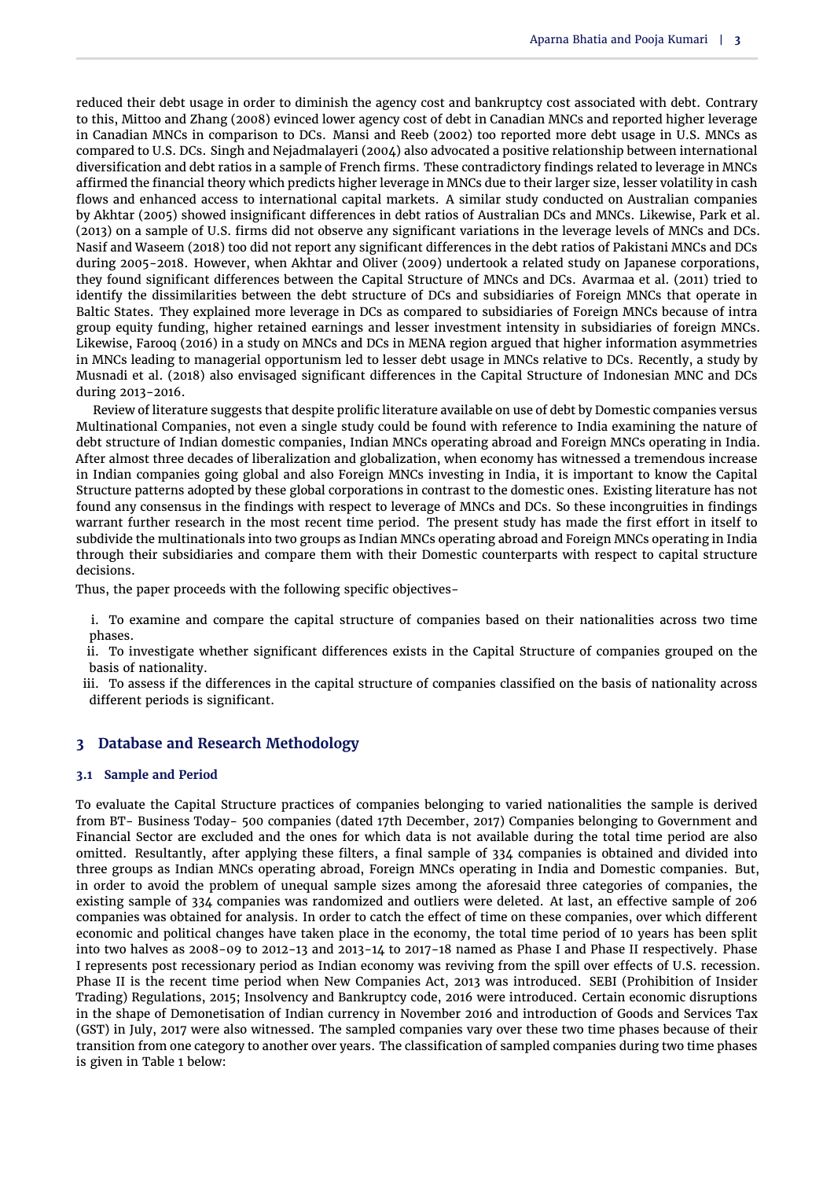reduced their debt usage in order to diminish the agency cost and bankruptcy cost associated with debt. Contrary to this, Mittoo and Zhang (2008) evinced lower agency cost of debt in Canadian MNCs and reported higher leverage in Canadian MNCs in comparison to DCs. Mansi and Reeb (2002) too reported more debt usage in U.S. MNCs as compared to U.S. DCs. Singh and Nejadmalayeri (2004) also advocated a positive relationship between international diversification and debt ratios in a sample of French firms. These contradictory findings related to leverage in MNCs affirmed the financial theory which predicts higher leverage in MNCs due to their larger size, lesser volatility in cash flows and enhanced access to international capital markets. A similar study conducted on Australian companies by Akhtar (2005) showed insignificant differences in debt ratios of Australian DCs and MNCs. Likewise, Park et al. (2013) on a sample of U.S. firms did not observe any significant variations in the leverage levels of MNCs and DCs. Nasif and Waseem (2018) too did not report any significant differences in the debt ratios of Pakistani MNCs and DCs during 2005-2018. However, when Akhtar and Oliver (2009) undertook a related study on Japanese corporations, they found significant differences between the Capital Structure of MNCs and DCs. Avarmaa et al. (2011) tried to identify the dissimilarities between the debt structure of DCs and subsidiaries of Foreign MNCs that operate in Baltic States. They explained more leverage in DCs as compared to subsidiaries of Foreign MNCs because of intra group equity funding, higher retained earnings and lesser investment intensity in subsidiaries of foreign MNCs. Likewise, Farooq (2016) in a study on MNCs and DCs in MENA region argued that higher information asymmetries in MNCs leading to managerial opportunism led to lesser debt usage in MNCs relative to DCs. Recently, a study by Musnadi et al. (2018) also envisaged significant differences in the Capital Structure of Indonesian MNC and DCs during 2013-2016.

Review of literature suggests that despite prolific literature available on use of debt by Domestic companies versus Multinational Companies, not even a single study could be found with reference to India examining the nature of debt structure of Indian domestic companies, Indian MNCs operating abroad and Foreign MNCs operating in India. After almost three decades of liberalization and globalization, when economy has witnessed a tremendous increase in Indian companies going global and also Foreign MNCs investing in India, it is important to know the Capital Structure patterns adopted by these global corporations in contrast to the domestic ones. Existing literature has not found any consensus in the findings with respect to leverage of MNCs and DCs. So these incongruities in findings warrant further research in the most recent time period. The present study has made the first effort in itself to subdivide the multinationals into two groups as Indian MNCs operating abroad and Foreign MNCs operating in India through their subsidiaries and compare them with their Domestic counterparts with respect to capital structure decisions.

Thus, the paper proceeds with the following specific objectives-

i. To examine and compare the capital structure of companies based on their nationalities across two time phases.

ii. To investigate whether significant differences exists in the Capital Structure of companies grouped on the basis of nationality.

iii. To assess if the differences in the capital structure of companies classified on the basis of nationality across different periods is significant.

## 3 Database and Research Methodology

### 3.1 Sample and Period

To evaluate the Capital Structure practices of companies belonging to varied nationalities the sample is derived from BT- Business Today- 500 companies (dated 17th December, 2017) Companies belonging to Government and Financial Sector are excluded and the ones for which data is not available during the total time period are also omitted. Resultantly, after applying these filters, a final sample of 334 companies is obtained and divided into three groups as Indian MNCs operating abroad, Foreign MNCs operating in India and Domestic companies. But, in order to avoid the problem of unequal sample sizes among the aforesaid three categories of companies, the existing sample of 334 companies was randomized and outliers were deleted. At last, an effective sample of 206 companies was obtained for analysis. In order to catch the effect of time on these companies, over which different economic and political changes have taken place in the economy, the total time period of 10 years has been split into two halves as 2008-09 to 2012-13 and 2013-14 to 2017-18 named as Phase I and Phase II respectively. Phase I represents post recessionary period as Indian economy was reviving from the spill over effects of U.S. recession. Phase II is the recent time period when New Companies Act, 2013 was introduced. SEBI (Prohibition of Insider Trading) Regulations, 2015; Insolvency and Bankruptcy code, 2016 were introduced. Certain economic disruptions in the shape of Demonetisation of Indian currency in November 2016 and introduction of Goods and Services Tax (GST) in July, 2017 were also witnessed. The sampled companies vary over these two time phases because of their transition from one category to another over years. The classification of sampled companies during two time phases is given in Table 1 below: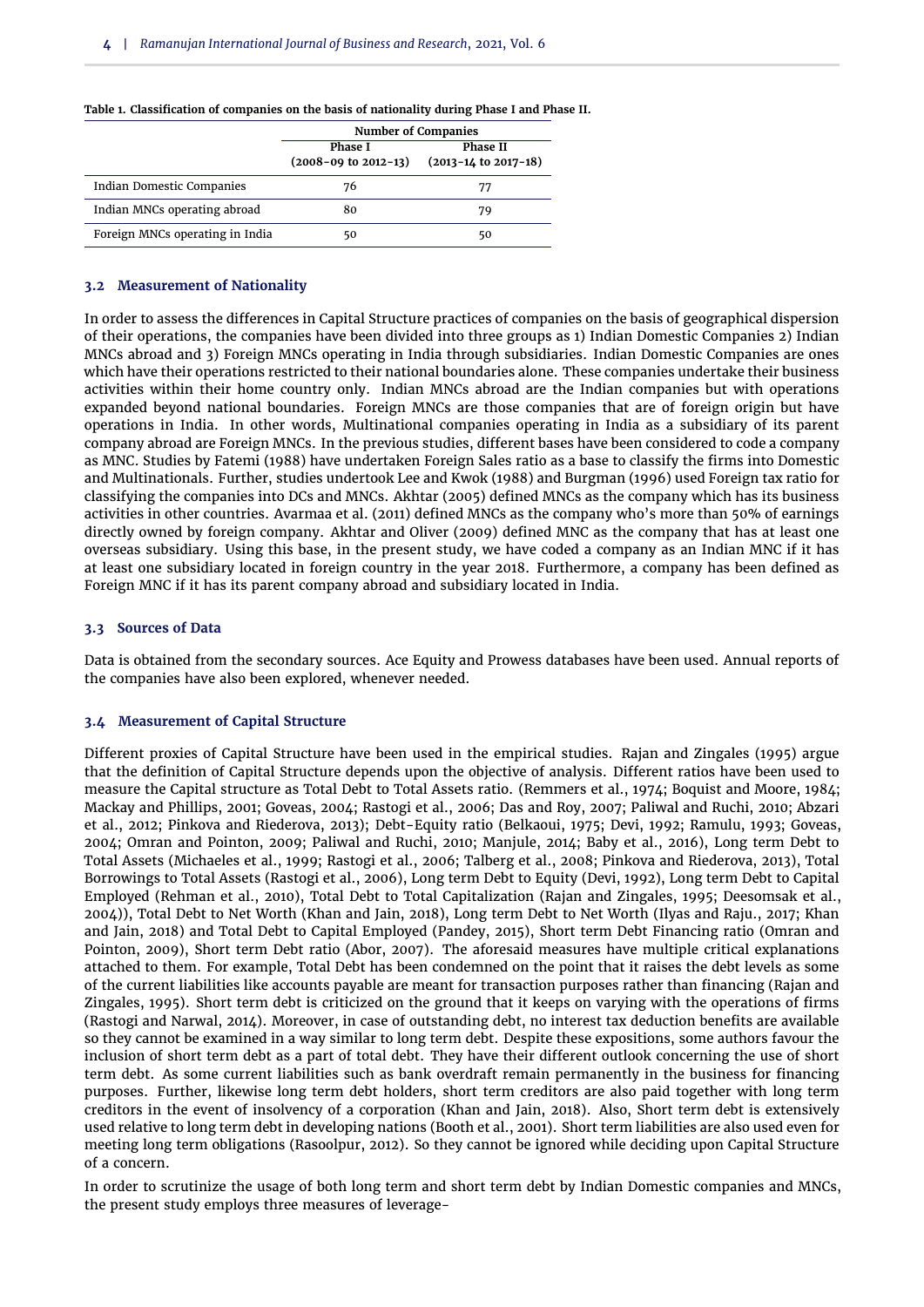**Table 1. Classification of companies on the basis of nationality during Phase I and Phase II.**

| | Number of Companies | |
|---|---|---|
| | Phase I (2008-09 to 2012-13) | Phase II (2013-14 to 2017-18) |
| Indian Domestic Companies | 76 | 77 |
| Indian MNCs operating abroad | 80 | 79 |
| Foreign MNCs operating in India | 50 | 50 |

### 3.2 Measurement of Nationality

In order to assess the differences in Capital Structure practices of companies on the basis of geographical dispersion of their operations, the companies have been divided into three groups as 1) Indian Domestic Companies 2) Indian MNCs abroad and 3) Foreign MNCs operating in India through subsidiaries. Indian Domestic Companies are ones which have their operations restricted to their national boundaries alone. These companies undertake their business activities within their home country only. Indian MNCs abroad are the Indian companies but with operations expanded beyond national boundaries. Foreign MNCs are those companies that are of foreign origin but have operations in India. In other words, Multinational companies operating in India as a subsidiary of its parent company abroad are Foreign MNCs. In the previous studies, different bases have been considered to code a company as MNC. Studies by Fatemi (1988) have undertaken Foreign Sales ratio as a base to classify the firms into Domestic and Multinationals. Further, studies undertook Lee and Kwok (1988) and Burgman (1996) used Foreign tax ratio for classifying the companies into DCs and MNCs. Akhtar (2005) defined MNCs as the company which has its business activities in other countries. Avarmaa et al. (2011) defined MNCs as the company who's more than 50% of earnings directly owned by foreign company. Akhtar and Oliver (2009) defined MNC as the company that has at least one overseas subsidiary. Using this base, in the present study, we have coded a company as an Indian MNC if it has at least one subsidiary located in foreign country in the year 2018. Furthermore, a company has been defined as Foreign MNC if it has its parent company abroad and subsidiary located in India.

### 3.3 Sources of Data

Data is obtained from the secondary sources. Ace Equity and Prowess databases have been used. Annual reports of the companies have also been explored, whenever needed.

### 3.4 Measurement of Capital Structure

Different proxies of Capital Structure have been used in the empirical studies. Rajan and Zingales (1995) argue that the definition of Capital Structure depends upon the objective of analysis. Different ratios have been used to measure the Capital structure as Total Debt to Total Assets ratio. (Remmers et al., 1974; Boquist and Moore, 1984; Mackay and Phillips, 2001; Goveas, 2004; Rastogi et al., 2006; Das and Roy, 2007; Paliwal and Ruchi, 2010; Abzari et al., 2012; Pinkova and Riederova, 2013); Debt-Equity ratio (Belkaoui, 1975; Devi, 1992; Ramulu, 1993; Goveas, 2004; Omran and Pointon, 2009; Paliwal and Ruchi, 2010; Manjule, 2014; Baby et al., 2016), Long term Debt to Total Assets (Michaeles et al., 1999; Rastogi et al., 2006; Talberg et al., 2008; Pinkova and Riederova, 2013), Total Borrowings to Total Assets (Rastogi et al., 2006), Long term Debt to Equity (Devi, 1992), Long term Debt to Capital Employed (Rehman et al., 2010), Total Debt to Total Capitalization (Rajan and Zingales, 1995; Deesomsak et al., 2004)), Total Debt to Net Worth (Khan and Jain, 2018), Long term Debt to Net Worth (Ilyas and Raju., 2017; Khan and Jain, 2018) and Total Debt to Capital Employed (Pandey, 2015), Short term Debt Financing ratio (Omran and Pointon, 2009), Short term Debt ratio (Abor, 2007). The aforesaid measures have multiple critical explanations attached to them. For example, Total Debt has been condemned on the point that it raises the debt levels as some of the current liabilities like accounts payable are meant for transaction purposes rather than financing (Rajan and Zingales, 1995). Short term debt is criticized on the ground that it keeps on varying with the operations of firms (Rastogi and Narwal, 2014). Moreover, in case of outstanding debt, no interest tax deduction benefits are available so they cannot be examined in a way similar to long term debt. Despite these expositions, some authors favour the inclusion of short term debt as a part of total debt. They have their different outlook concerning the use of short term debt. As some current liabilities such as bank overdraft remain permanently in the business for financing purposes. Further, likewise long term debt holders, short term creditors are also paid together with long term creditors in the event of insolvency of a corporation (Khan and Jain, 2018). Also, Short term debt is extensively used relative to long term debt in developing nations (Booth et al., 2001). Short term liabilities are also used even for meeting long term obligations (Rasoolpur, 2012). So they cannot be ignored while deciding upon Capital Structure of a concern.

In order to scrutinize the usage of both long term and short term debt by Indian Domestic companies and MNCs, the present study employs three measures of leverage-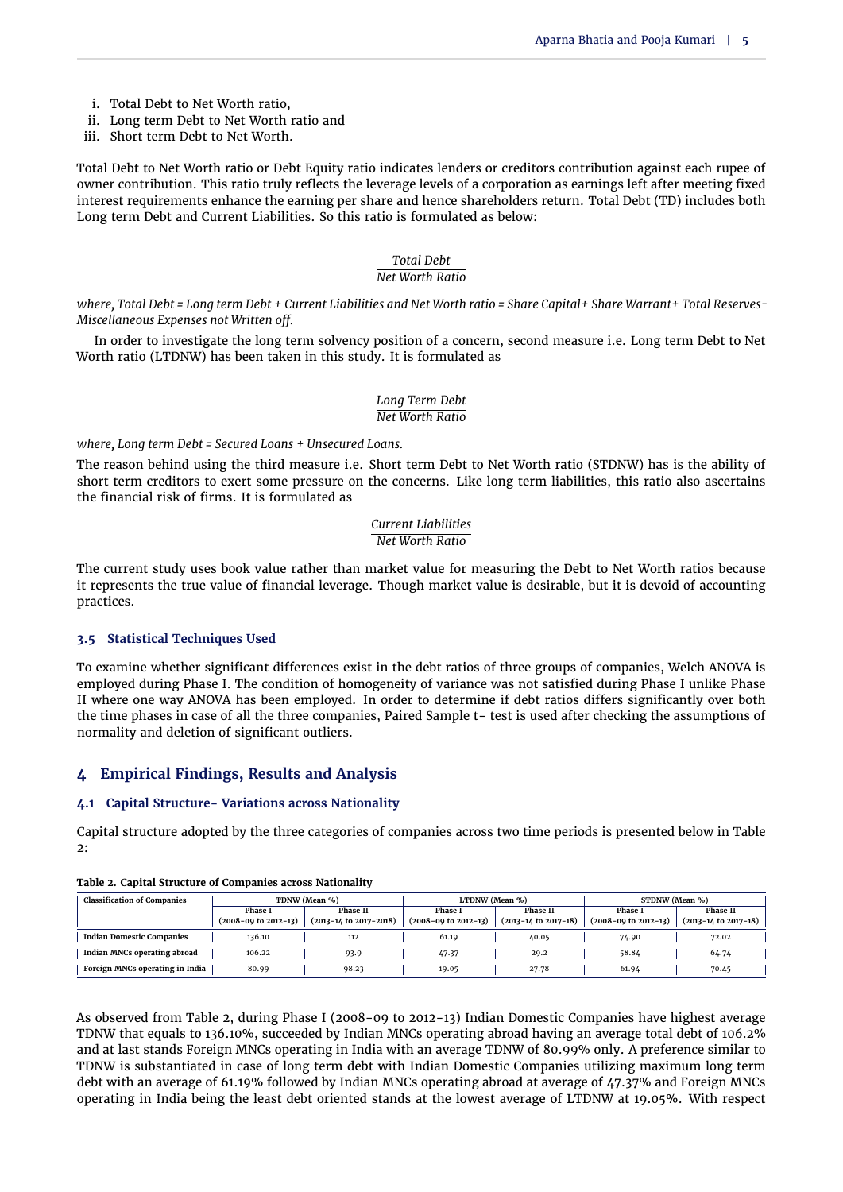i. Total Debt to Net Worth ratio,
ii. Long term Debt to Net Worth ratio and
iii. Short term Debt to Net Worth.

Total Debt to Net Worth ratio or Debt Equity ratio indicates lenders or creditors contribution against each rupee of owner contribution. This ratio truly reflects the leverage levels of a corporation as earnings left after meeting fixed interest requirements enhance the earning per share and hence shareholders return. Total Debt (TD) includes both Long term Debt and Current Liabilities. So this ratio is formulated as below:

$$\frac{\textit{Total Debt}}{\textit{Net Worth Ratio}}$$

*where, Total Debt = Long term Debt + Current Liabilities and Net Worth ratio = Share Capital+ Share Warrant+ Total Reserves-Miscellaneous Expenses not Written off.*

In order to investigate the long term solvency position of a concern, second measure i.e. Long term Debt to Net Worth ratio (LTDNW) has been taken in this study. It is formulated as

$$\frac{\textit{Long Term Debt}}{\textit{Net Worth Ratio}}$$

*where, Long term Debt = Secured Loans + Unsecured Loans.*

The reason behind using the third measure i.e. Short term Debt to Net Worth ratio (STDNW) has is the ability of short term creditors to exert some pressure on the concerns. Like long term liabilities, this ratio also ascertains the financial risk of firms. It is formulated as

$$\frac{\textit{Current Liabilities}}{\textit{Net Worth Ratio}}$$

The current study uses book value rather than market value for measuring the Debt to Net Worth ratios because it represents the true value of financial leverage. Though market value is desirable, but it is devoid of accounting practices.

### 3.5 Statistical Techniques Used

To examine whether significant differences exist in the debt ratios of three groups of companies, Welch ANOVA is employed during Phase I. The condition of homogeneity of variance was not satisfied during Phase I unlike Phase II where one way ANOVA has been employed. In order to determine if debt ratios differs significantly over both the time phases in case of all the three companies, Paired Sample t- test is used after checking the assumptions of normality and deletion of significant outliers.

## 4 Empirical Findings, Results and Analysis

### 4.1 Capital Structure- Variations across Nationality

Capital structure adopted by the three categories of companies across two time periods is presented below in Table 2:

**Table 2. Capital Structure of Companies across Nationality**

| Classification of Companies | TDNW (Mean %) | | LTDNW (Mean %) | | STDNW (Mean %) | |
|---|---|---|---|---|---|---|
| | Phase I (2008-09 to 2012-13) | Phase II (2013-14 to 2017-2018) | Phase I (2008-09 to 2012-13) | Phase II (2013-14 to 2017-18) | Phase I (2008-09 to 2012-13) | Phase II (2013-14 to 2017-18) |
| **Indian Domestic Companies** | 136.10 | 112 | 61.19 | 40.05 | 74.90 | 72.02 |
| **Indian MNCs operating abroad** | 106.22 | 93.9 | 47.37 | 29.2 | 58.84 | 64.74 |
| **Foreign MNCs operating in India** | 80.99 | 98.23 | 19.05 | 27.78 | 61.94 | 70.45 |

As observed from Table 2, during Phase I (2008-09 to 2012-13) Indian Domestic Companies have highest average TDNW that equals to 136.10%, succeeded by Indian MNCs operating abroad having an average total debt of 106.2% and at last stands Foreign MNCs operating in India with an average TDNW of 80.99% only. A preference similar to TDNW is substantiated in case of long term debt with Indian Domestic Companies utilizing maximum long term debt with an average of 61.19% followed by Indian MNCs operating abroad at average of 47.37% and Foreign MNCs operating in India being the least debt oriented stands at the lowest average of LTDNW at 19.05%. With respect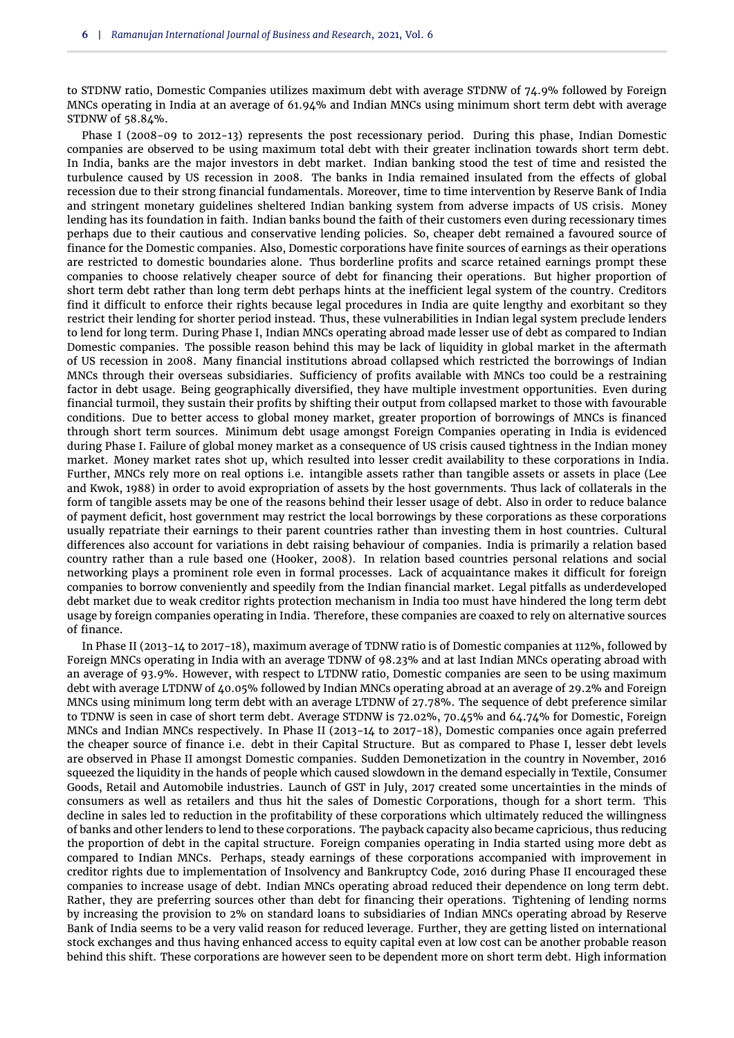to STDNW ratio, Domestic Companies utilizes maximum debt with average STDNW of 74.9% followed by Foreign MNCs operating in India at an average of 61.94% and Indian MNCs using minimum short term debt with average STDNW of 58.84%.

Phase I (2008-09 to 2012-13) represents the post recessionary period. During this phase, Indian Domestic companies are observed to be using maximum total debt with their greater inclination towards short term debt. In India, banks are the major investors in debt market. Indian banking stood the test of time and resisted the turbulence caused by US recession in 2008. The banks in India remained insulated from the effects of global recession due to their strong financial fundamentals. Moreover, time to time intervention by Reserve Bank of India and stringent monetary guidelines sheltered Indian banking system from adverse impacts of US crisis. Money lending has its foundation in faith. Indian banks bound the faith of their customers even during recessionary times perhaps due to their cautious and conservative lending policies. So, cheaper debt remained a favoured source of finance for the Domestic companies. Also, Domestic corporations have finite sources of earnings as their operations are restricted to domestic boundaries alone. Thus borderline profits and scarce retained earnings prompt these companies to choose relatively cheaper source of debt for financing their operations. But higher proportion of short term debt rather than long term debt perhaps hints at the inefficient legal system of the country. Creditors find it difficult to enforce their rights because legal procedures in India are quite lengthy and exorbitant so they restrict their lending for shorter period instead. Thus, these vulnerabilities in Indian legal system preclude lenders to lend for long term. During Phase I, Indian MNCs operating abroad made lesser use of debt as compared to Indian Domestic companies. The possible reason behind this may be lack of liquidity in global market in the aftermath of US recession in 2008. Many financial institutions abroad collapsed which restricted the borrowings of Indian MNCs through their overseas subsidiaries. Sufficiency of profits available with MNCs too could be a restraining factor in debt usage. Being geographically diversified, they have multiple investment opportunities. Even during financial turmoil, they sustain their profits by shifting their output from collapsed market to those with favourable conditions. Due to better access to global money market, greater proportion of borrowings of MNCs is financed through short term sources. Minimum debt usage amongst Foreign Companies operating in India is evidenced during Phase I. Failure of global money market as a consequence of US crisis caused tightness in the Indian money market. Money market rates shot up, which resulted into lesser credit availability to these corporations in India. Further, MNCs rely more on real options i.e. intangible assets rather than tangible assets or assets in place (Lee and Kwok, 1988) in order to avoid expropriation of assets by the host governments. Thus lack of collaterals in the form of tangible assets may be one of the reasons behind their lesser usage of debt. Also in order to reduce balance of payment deficit, host government may restrict the local borrowings by these corporations as these corporations usually repatriate their earnings to their parent countries rather than investing them in host countries. Cultural differences also account for variations in debt raising behaviour of companies. India is primarily a relation based country rather than a rule based one (Hooker, 2008). In relation based countries personal relations and social networking plays a prominent role even in formal processes. Lack of acquaintance makes it difficult for foreign companies to borrow conveniently and speedily from the Indian financial market. Legal pitfalls as underdeveloped debt market due to weak creditor rights protection mechanism in India too must have hindered the long term debt usage by foreign companies operating in India. Therefore, these companies are coaxed to rely on alternative sources of finance.

In Phase II (2013-14 to 2017-18), maximum average of TDNW ratio is of Domestic companies at 112%, followed by Foreign MNCs operating in India with an average TDNW of 98.23% and at last Indian MNCs operating abroad with an average of 93.9%. However, with respect to LTDNW ratio, Domestic companies are seen to be using maximum debt with average LTDNW of 40.05% followed by Indian MNCs operating abroad at an average of 29.2% and Foreign MNCs using minimum long term debt with an average LTDNW of 27.78%. The sequence of debt preference similar to TDNW is seen in case of short term debt. Average STDNW is 72.02%, 70.45% and 64.74% for Domestic, Foreign MNCs and Indian MNCs respectively. In Phase II (2013-14 to 2017-18), Domestic companies once again preferred the cheaper source of finance i.e. debt in their Capital Structure. But as compared to Phase I, lesser debt levels are observed in Phase II amongst Domestic companies. Sudden Demonetization in the country in November, 2016 squeezed the liquidity in the hands of people which caused slowdown in the demand especially in Textile, Consumer Goods, Retail and Automobile industries. Launch of GST in July, 2017 created some uncertainties in the minds of consumers as well as retailers and thus hit the sales of Domestic Corporations, though for a short term. This decline in sales led to reduction in the profitability of these corporations which ultimately reduced the willingness of banks and other lenders to lend to these corporations. The payback capacity also became capricious, thus reducing the proportion of debt in the capital structure. Foreign companies operating in India started using more debt as compared to Indian MNCs. Perhaps, steady earnings of these corporations accompanied with improvement in creditor rights due to implementation of Insolvency and Bankruptcy Code, 2016 during Phase II encouraged these companies to increase usage of debt. Indian MNCs operating abroad reduced their dependence on long term debt. Rather, they are preferring sources other than debt for financing their operations. Tightening of lending norms by increasing the provision to 2% on standard loans to subsidiaries of Indian MNCs operating abroad by Reserve Bank of India seems to be a very valid reason for reduced leverage. Further, they are getting listed on international stock exchanges and thus having enhanced access to equity capital even at low cost can be another probable reason behind this shift. These corporations are however seen to be dependent more on short term debt. High information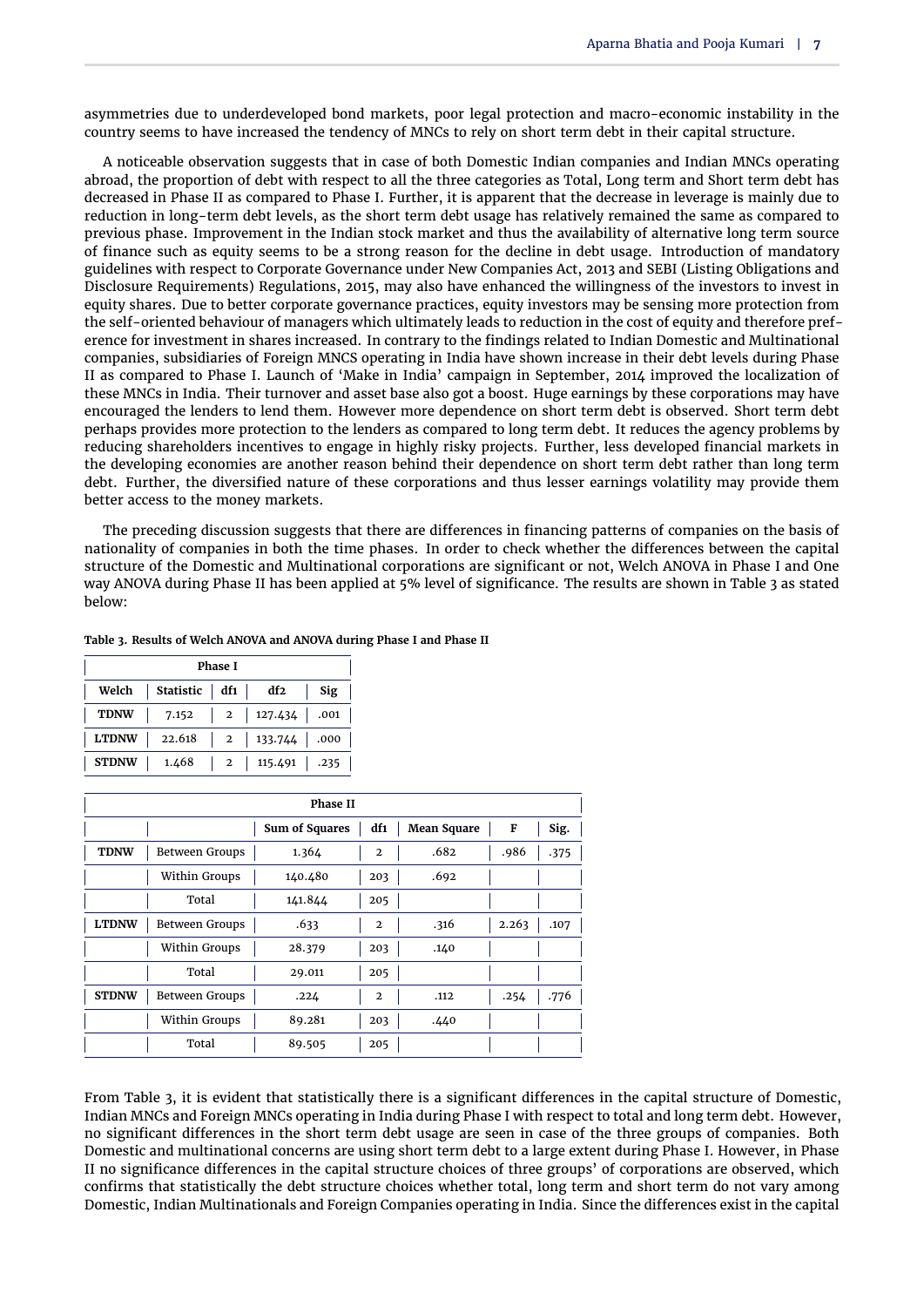asymmetries due to underdeveloped bond markets, poor legal protection and macro-economic instability in the country seems to have increased the tendency of MNCs to rely on short term debt in their capital structure.

A noticeable observation suggests that in case of both Domestic Indian companies and Indian MNCs operating abroad, the proportion of debt with respect to all the three categories as Total, Long term and Short term debt has decreased in Phase II as compared to Phase I. Further, it is apparent that the decrease in leverage is mainly due to reduction in long-term debt levels, as the short term debt usage has relatively remained the same as compared to previous phase. Improvement in the Indian stock market and thus the availability of alternative long term source of finance such as equity seems to be a strong reason for the decline in debt usage. Introduction of mandatory guidelines with respect to Corporate Governance under New Companies Act, 2013 and SEBI (Listing Obligations and Disclosure Requirements) Regulations, 2015, may also have enhanced the willingness of the investors to invest in equity shares. Due to better corporate governance practices, equity investors may be sensing more protection from the self-oriented behaviour of managers which ultimately leads to reduction in the cost of equity and therefore preference for investment in shares increased. In contrary to the findings related to Indian Domestic and Multinational companies, subsidiaries of Foreign MNCS operating in India have shown increase in their debt levels during Phase II as compared to Phase I. Launch of 'Make in India' campaign in September, 2014 improved the localization of these MNCs in India. Their turnover and asset base also got a boost. Huge earnings by these corporations may have encouraged the lenders to lend them. However more dependence on short term debt is observed. Short term debt perhaps provides more protection to the lenders as compared to long term debt. It reduces the agency problems by reducing shareholders incentives to engage in highly risky projects. Further, less developed financial markets in the developing economies are another reason behind their dependence on short term debt rather than long term debt. Further, the diversified nature of these corporations and thus lesser earnings volatility may provide them better access to the money markets.

The preceding discussion suggests that there are differences in financing patterns of companies on the basis of nationality of companies in both the time phases. In order to check whether the differences between the capital structure of the Domestic and Multinational corporations are significant or not, Welch ANOVA in Phase I and One way ANOVA during Phase II has been applied at 5% level of significance. The results are shown in Table 3 as stated below:

**Table 3. Results of Welch ANOVA and ANOVA during Phase I and Phase II**

| Phase I | | | | |
|---|---|---|---|---|
| **Welch** | **Statistic** | **df1** | **df2** | **Sig** |
| **TDNW** | 7.152 | 2 | 127.434 | .001 |
| **LTDNW** | 22.618 | 2 | 133.744 | .000 |
| **STDNW** | 1.468 | 2 | 115.491 | .235 |

| Phase II | | | | | | |
|---|---|---|---|---|---|---|
| | | **Sum of Squares** | **df1** | **Mean Square** | **F** | **Sig.** |
| **TDNW** | Between Groups | 1.364 | 2 | .682 | .986 | .375 |
| | Within Groups | 140.480 | 203 | .692 | | |
| | Total | 141.844 | 205 | | | |
| **LTDNW** | Between Groups | .633 | 2 | .316 | 2.263 | .107 |
| | Within Groups | 28.379 | 203 | .140 | | |
| | Total | 29.011 | 205 | | | |
| **STDNW** | Between Groups | .224 | 2 | .112 | .254 | .776 |
| | Within Groups | 89.281 | 203 | .440 | | |
| | Total | 89.505 | 205 | | | |

From Table 3, it is evident that statistically there is a significant differences in the capital structure of Domestic, Indian MNCs and Foreign MNCs operating in India during Phase I with respect to total and long term debt. However, no significant differences in the short term debt usage are seen in case of the three groups of companies. Both Domestic and multinational concerns are using short term debt to a large extent during Phase I. However, in Phase II no significance differences in the capital structure choices of three groups' of corporations are observed, which confirms that statistically the debt structure choices whether total, long term and short term do not vary among Domestic, Indian Multinationals and Foreign Companies operating in India. Since the differences exist in the capital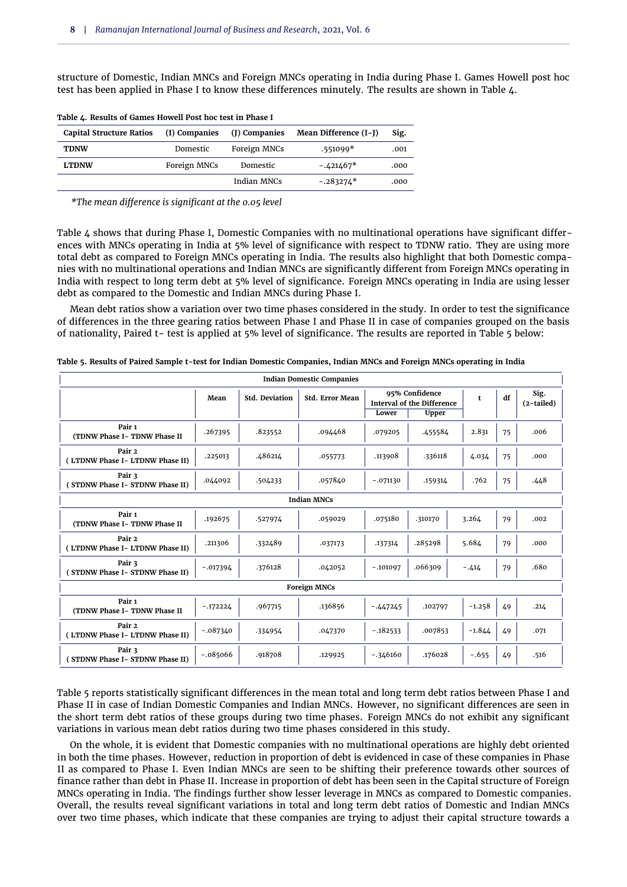structure of Domestic, Indian MNCs and Foreign MNCs operating in India during Phase I. Games Howell post hoc test has been applied in Phase I to know these differences minutely. The results are shown in Table 4.

**Table 4. Results of Games Howell Post hoc test in Phase I**

| Capital Structure Ratios | (I) Companies | (J) Companies | Mean Difference (I-J) | Sig. |
|---|---|---|---|---|
| **TDNW** | Domestic | Foreign MNCs | .551099* | .001 |
| **LTDNW** | Foreign MNCs | Domestic | -.421467* | .000 |
| | | Indian MNCs | -.283274* | .000 |

*\*The mean difference is significant at the 0.05 level*

Table 4 shows that during Phase I, Domestic Companies with no multinational operations have significant differences with MNCs operating in India at 5% level of significance with respect to TDNW ratio. They are using more total debt as compared to Foreign MNCs operating in India. The results also highlight that both Domestic companies with no multinational operations and Indian MNCs are significantly different from Foreign MNCs operating in India with respect to long term debt at 5% level of significance. Foreign MNCs operating in India are using lesser debt as compared to the Domestic and Indian MNCs during Phase I.

Mean debt ratios show a variation over two time phases considered in the study. In order to test the significance of differences in the three gearing ratios between Phase I and Phase II in case of companies grouped on the basis of nationality, Paired t- test is applied at 5% level of significance. The results are reported in Table 5 below:

**Table 5. Results of Paired Sample t-test for Indian Domestic Companies, Indian MNCs and Foreign MNCs operating in India**

| | Mean | Std. Deviation | Std. Error Mean | 95% Confidence Interval of the Difference | | t | df | Sig. (2-tailed) |
|---|---|---|---|---|---|---|---|---|
| | | | | Lower | Upper | | | |
| **Indian Domestic Companies** | | | | | | | | |
| Pair 1 (TDNW Phase I- TDNW Phase II | .267395 | .823552 | .094468 | .079205 | .455584 | 2.831 | 75 | .006 |
| Pair 2 ( LTDNW Phase I- LTDNW Phase II) | .225013 | .486214 | .055773 | .113908 | .336118 | 4.034 | 75 | .000 |
| Pair 3 ( STDNW Phase I- STDNW Phase II) | .044092 | .504233 | .057840 | -.071130 | .159314 | .762 | 75 | .448 |
| **Indian MNCs** | | | | | | | | |
| Pair 1 (TDNW Phase I- TDNW Phase II | .192675 | .527974 | .059029 | .075180 | .310170 | 3.264 | 79 | .002 |
| Pair 2 ( LTDNW Phase I- LTDNW Phase II) | .211306 | .332489 | .037173 | .137314 | .285298 | 5.684 | 79 | .000 |
| Pair 3 ( STDNW Phase I- STDNW Phase II) | -.017394 | .376128 | .042052 | -.101097 | .066309 | -.414 | 79 | .680 |
| **Foreign MNCs** | | | | | | | | |
| Pair 1 (TDNW Phase I- TDNW Phase II | -.172224 | .967715 | .136856 | -.447245 | .102797 | -1.258 | 49 | .214 |
| Pair 2 ( LTDNW Phase I- LTDNW Phase II) | -.087340 | .334954 | .047370 | -.182533 | .007853 | -1.844 | 49 | .071 |
| Pair 3 ( STDNW Phase I- STDNW Phase II) | -.085066 | .918708 | .129925 | -.346160 | .176028 | -.655 | 49 | .516 |

Table 5 reports statistically significant differences in the mean total and long term debt ratios between Phase I and Phase II in case of Indian Domestic Companies and Indian MNCs. However, no significant differences are seen in the short term debt ratios of these groups during two time phases. Foreign MNCs do not exhibit any significant variations in various mean debt ratios during two time phases considered in this study.

On the whole, it is evident that Domestic companies with no multinational operations are highly debt oriented in both the time phases. However, reduction in proportion of debt is evidenced in case of these companies in Phase II as compared to Phase I. Even Indian MNCs are seen to be shifting their preference towards other sources of finance rather than debt in Phase II. Increase in proportion of debt has been seen in the Capital structure of Foreign MNCs operating in India. The findings further show lesser leverage in MNCs as compared to Domestic companies. Overall, the results reveal significant variations in total and long term debt ratios of Domestic and Indian MNCs over two time phases, which indicate that these companies are trying to adjust their capital structure towards a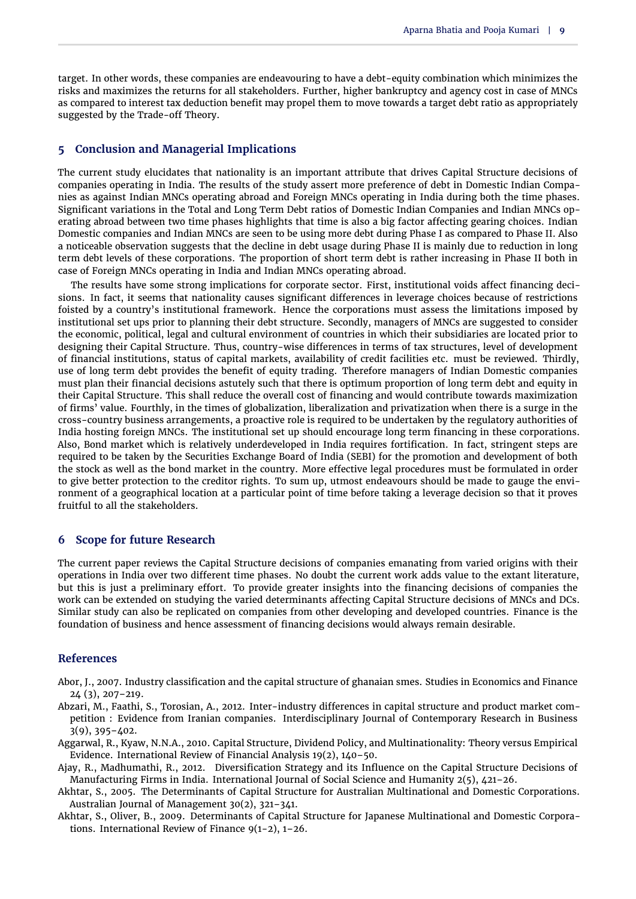target. In other words, these companies are endeavouring to have a debt-equity combination which minimizes the risks and maximizes the returns for all stakeholders. Further, higher bankruptcy and agency cost in case of MNCs as compared to interest tax deduction benefit may propel them to move towards a target debt ratio as appropriately suggested by the Trade-off Theory.

## 5 Conclusion and Managerial Implications

The current study elucidates that nationality is an important attribute that drives Capital Structure decisions of companies operating in India. The results of the study assert more preference of debt in Domestic Indian Companies as against Indian MNCs operating abroad and Foreign MNCs operating in India during both the time phases. Significant variations in the Total and Long Term Debt ratios of Domestic Indian Companies and Indian MNCs operating abroad between two time phases highlights that time is also a big factor affecting gearing choices. Indian Domestic companies and Indian MNCs are seen to be using more debt during Phase I as compared to Phase II. Also a noticeable observation suggests that the decline in debt usage during Phase II is mainly due to reduction in long term debt levels of these corporations. The proportion of short term debt is rather increasing in Phase II both in case of Foreign MNCs operating in India and Indian MNCs operating abroad.

The results have some strong implications for corporate sector. First, institutional voids affect financing decisions. In fact, it seems that nationality causes significant differences in leverage choices because of restrictions foisted by a country's institutional framework. Hence the corporations must assess the limitations imposed by institutional set ups prior to planning their debt structure. Secondly, managers of MNCs are suggested to consider the economic, political, legal and cultural environment of countries in which their subsidiaries are located prior to designing their Capital Structure. Thus, country-wise differences in terms of tax structures, level of development of financial institutions, status of capital markets, availability of credit facilities etc. must be reviewed. Thirdly, use of long term debt provides the benefit of equity trading. Therefore managers of Indian Domestic companies must plan their financial decisions astutely such that there is optimum proportion of long term debt and equity in their Capital Structure. This shall reduce the overall cost of financing and would contribute towards maximization of firms' value. Fourthly, in the times of globalization, liberalization and privatization when there is a surge in the cross-country business arrangements, a proactive role is required to be undertaken by the regulatory authorities of India hosting foreign MNCs. The institutional set up should encourage long term financing in these corporations. Also, Bond market which is relatively underdeveloped in India requires fortification. In fact, stringent steps are required to be taken by the Securities Exchange Board of India (SEBI) for the promotion and development of both the stock as well as the bond market in the country. More effective legal procedures must be formulated in order to give better protection to the creditor rights. To sum up, utmost endeavours should be made to gauge the environment of a geographical location at a particular point of time before taking a leverage decision so that it proves fruitful to all the stakeholders.

## 6 Scope for future Research

The current paper reviews the Capital Structure decisions of companies emanating from varied origins with their operations in India over two different time phases. No doubt the current work adds value to the extant literature, but this is just a preliminary effort. To provide greater insights into the financing decisions of companies the work can be extended on studying the varied determinants affecting Capital Structure decisions of MNCs and DCs. Similar study can also be replicated on companies from other developing and developed countries. Finance is the foundation of business and hence assessment of financing decisions would always remain desirable.

## References

Abor, J., 2007. Industry classification and the capital structure of ghanaian smes. Studies in Economics and Finance 24 (3), 207–219.

Abzari, M., Faathi, S., Torosian, A., 2012. Inter-industry differences in capital structure and product market competition : Evidence from Iranian companies. Interdisciplinary Journal of Contemporary Research in Business 3(9), 395–402.

Aggarwal, R., Kyaw, N.N.A., 2010. Capital Structure, Dividend Policy, and Multinationality: Theory versus Empirical Evidence. International Review of Financial Analysis 19(2), 140–50.

Ajay, R., Madhumathi, R., 2012. Diversification Strategy and its Influence on the Capital Structure Decisions of Manufacturing Firms in India. International Journal of Social Science and Humanity 2(5), 421–26.

Akhtar, S., 2005. The Determinants of Capital Structure for Australian Multinational and Domestic Corporations. Australian Journal of Management 30(2), 321–341.

Akhtar, S., Oliver, B., 2009. Determinants of Capital Structure for Japanese Multinational and Domestic Corporations. International Review of Finance 9(1-2), 1–26.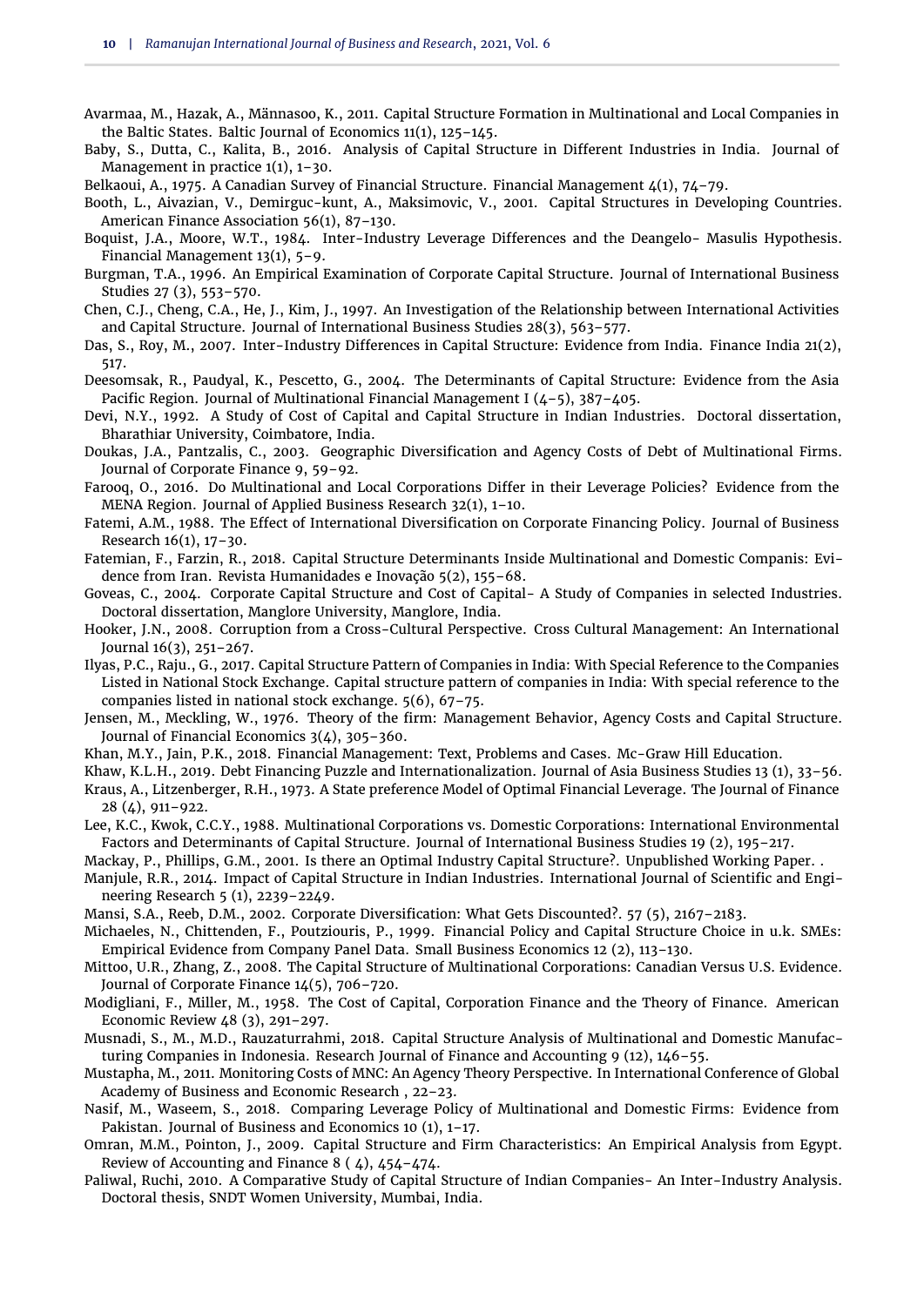Avarmaa, M., Hazak, A., Männasoo, K., 2011. Capital Structure Formation in Multinational and Local Companies in the Baltic States. Baltic Journal of Economics 11(1), 125–145.

Baby, S., Dutta, C., Kalita, B., 2016. Analysis of Capital Structure in Different Industries in India. Journal of Management in practice 1(1), 1–30.

Belkaoui, A., 1975. A Canadian Survey of Financial Structure. Financial Management 4(1), 74–79.

Booth, L., Aivazian, V., Demirguc-kunt, A., Maksimovic, V., 2001. Capital Structures in Developing Countries. American Finance Association 56(1), 87–130.

Boquist, J.A., Moore, W.T., 1984. Inter-Industry Leverage Differences and the Deangelo- Masulis Hypothesis. Financial Management 13(1), 5–9.

Burgman, T.A., 1996. An Empirical Examination of Corporate Capital Structure. Journal of International Business Studies 27 (3), 553–570.

Chen, C.J., Cheng, C.A., He, J., Kim, J., 1997. An Investigation of the Relationship between International Activities and Capital Structure. Journal of International Business Studies 28(3), 563–577.

Das, S., Roy, M., 2007. Inter-Industry Differences in Capital Structure: Evidence from India. Finance India 21(2), 517.

Deesomsak, R., Paudyal, K., Pescetto, G., 2004. The Determinants of Capital Structure: Evidence from the Asia Pacific Region. Journal of Multinational Financial Management I (4–5), 387–405.

Devi, N.Y., 1992. A Study of Cost of Capital and Capital Structure in Indian Industries. Doctoral dissertation, Bharathiar University, Coimbatore, India.

Doukas, J.A., Pantzalis, C., 2003. Geographic Diversification and Agency Costs of Debt of Multinational Firms. Journal of Corporate Finance 9, 59–92.

Farooq, O., 2016. Do Multinational and Local Corporations Differ in their Leverage Policies? Evidence from the MENA Region. Journal of Applied Business Research 32(1), 1–10.

Fatemi, A.M., 1988. The Effect of International Diversification on Corporate Financing Policy. Journal of Business Research 16(1), 17–30.

Fatemian, F., Farzin, R., 2018. Capital Structure Determinants Inside Multinational and Domestic Companis: Evidence from Iran. Revista Humanidades e Inovação 5(2), 155–68.

Goveas, C., 2004. Corporate Capital Structure and Cost of Capital- A Study of Companies in selected Industries. Doctoral dissertation, Manglore University, Manglore, India.

Hooker, J.N., 2008. Corruption from a Cross-Cultural Perspective. Cross Cultural Management: An International Journal 16(3), 251–267.

Ilyas, P.C., Raju., G., 2017. Capital Structure Pattern of Companies in India: With Special Reference to the Companies Listed in National Stock Exchange. Capital structure pattern of companies in India: With special reference to the companies listed in national stock exchange. 5(6), 67–75.

Jensen, M., Meckling, W., 1976. Theory of the firm: Management Behavior, Agency Costs and Capital Structure. Journal of Financial Economics 3(4), 305–360.

Khan, M.Y., Jain, P.K., 2018. Financial Management: Text, Problems and Cases. Mc-Graw Hill Education.

Khaw, K.L.H., 2019. Debt Financing Puzzle and Internationalization. Journal of Asia Business Studies 13 (1), 33–56.

Kraus, A., Litzenberger, R.H., 1973. A State preference Model of Optimal Financial Leverage. The Journal of Finance 28 (4), 911–922.

Lee, K.C., Kwok, C.C.Y., 1988. Multinational Corporations vs. Domestic Corporations: International Environmental Factors and Determinants of Capital Structure. Journal of International Business Studies 19 (2), 195–217.

Mackay, P., Phillips, G.M., 2001. Is there an Optimal Industry Capital Structure?. Unpublished Working Paper. .

Manjule, R.R., 2014. Impact of Capital Structure in Indian Industries. International Journal of Scientific and Engineering Research 5 (1), 2239–2249.

Mansi, S.A., Reeb, D.M., 2002. Corporate Diversification: What Gets Discounted?. 57 (5), 2167–2183.

Michaeles, N., Chittenden, F., Poutziouris, P., 1999. Financial Policy and Capital Structure Choice in u.k. SMEs: Empirical Evidence from Company Panel Data. Small Business Economics 12 (2), 113–130.

Mittoo, U.R., Zhang, Z., 2008. The Capital Structure of Multinational Corporations: Canadian Versus U.S. Evidence. Journal of Corporate Finance 14(5), 706–720.

Modigliani, F., Miller, M., 1958. The Cost of Capital, Corporation Finance and the Theory of Finance. American Economic Review 48 (3), 291–297.

Musnadi, S., M., M.D., Rauzaturrahmi, 2018. Capital Structure Analysis of Multinational and Domestic Manufacturing Companies in Indonesia. Research Journal of Finance and Accounting 9 (12), 146–55.

Mustapha, M., 2011. Monitoring Costs of MNC: An Agency Theory Perspective. In International Conference of Global Academy of Business and Economic Research , 22–23.

Nasif, M., Waseem, S., 2018. Comparing Leverage Policy of Multinational and Domestic Firms: Evidence from Pakistan. Journal of Business and Economics 10 (1), 1–17.

Omran, M.M., Pointon, J., 2009. Capital Structure and Firm Characteristics: An Empirical Analysis from Egypt. Review of Accounting and Finance 8 ( 4), 454–474.

Paliwal, Ruchi, 2010. A Comparative Study of Capital Structure of Indian Companies- An Inter-Industry Analysis. Doctoral thesis, SNDT Women University, Mumbai, India.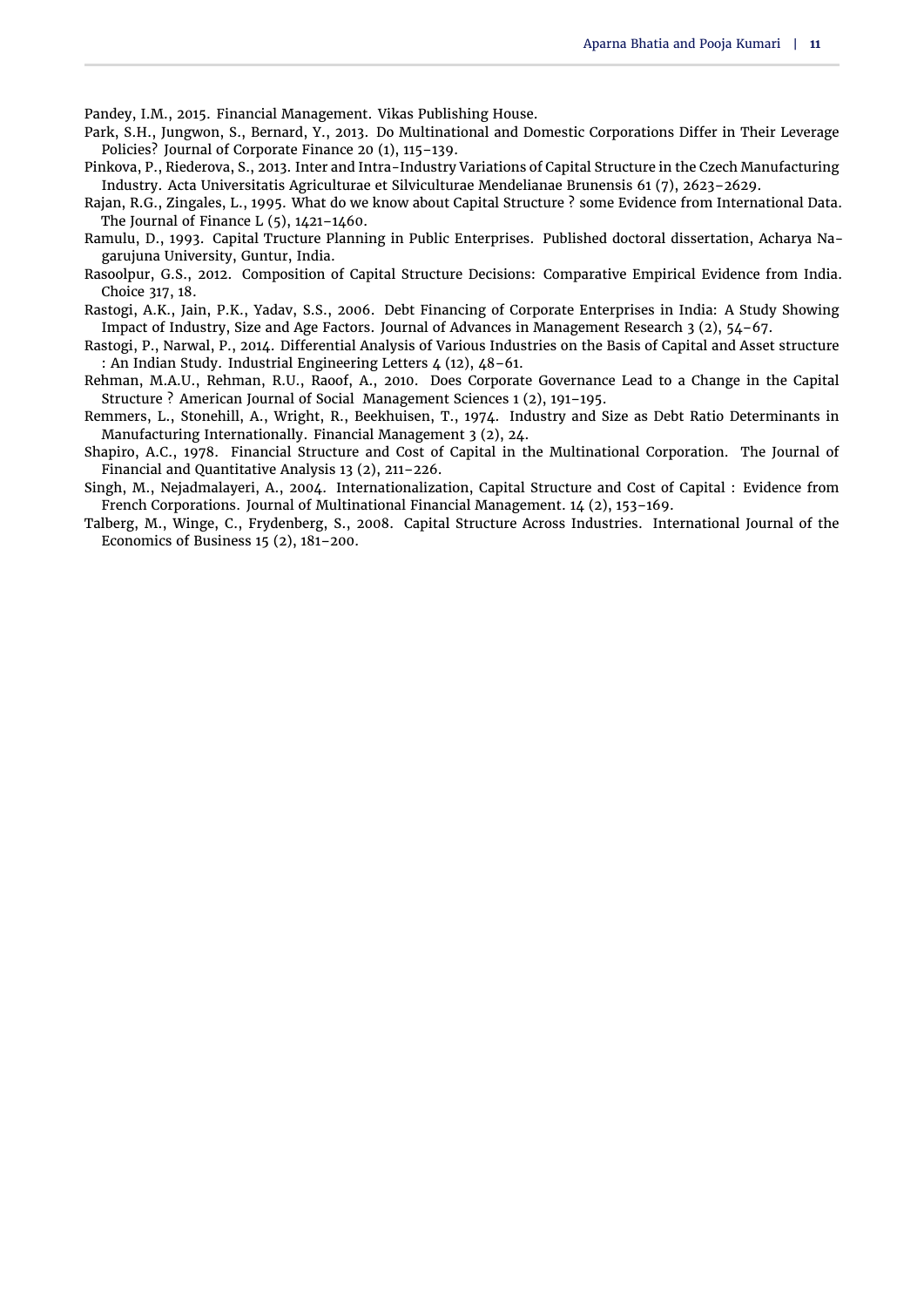Pandey, I.M., 2015. Financial Management. Vikas Publishing House.

Park, S.H., Jungwon, S., Bernard, Y., 2013. Do Multinational and Domestic Corporations Differ in Their Leverage Policies? Journal of Corporate Finance 20 (1), 115–139.

Pinkova, P., Riederova, S., 2013. Inter and Intra-Industry Variations of Capital Structure in the Czech Manufacturing Industry. Acta Universitatis Agriculturae et Silviculturae Mendelianae Brunensis 61 (7), 2623–2629.

Rajan, R.G., Zingales, L., 1995. What do we know about Capital Structure ? some Evidence from International Data. The Journal of Finance L (5), 1421–1460.

Ramulu, D., 1993. Capital Tructure Planning in Public Enterprises. Published doctoral dissertation, Acharya Nagarujuna University, Guntur, India.

Rasoolpur, G.S., 2012. Composition of Capital Structure Decisions: Comparative Empirical Evidence from India. Choice 317, 18.

Rastogi, A.K., Jain, P.K., Yadav, S.S., 2006. Debt Financing of Corporate Enterprises in India: A Study Showing Impact of Industry, Size and Age Factors. Journal of Advances in Management Research 3 (2), 54–67.

Rastogi, P., Narwal, P., 2014. Differential Analysis of Various Industries on the Basis of Capital and Asset structure : An Indian Study. Industrial Engineering Letters 4 (12), 48–61.

Rehman, M.A.U., Rehman, R.U., Raoof, A., 2010. Does Corporate Governance Lead to a Change in the Capital Structure ? American Journal of Social Management Sciences 1 (2), 191–195.

Remmers, L., Stonehill, A., Wright, R., Beekhuisen, T., 1974. Industry and Size as Debt Ratio Determinants in Manufacturing Internationally. Financial Management 3 (2), 24.

Shapiro, A.C., 1978. Financial Structure and Cost of Capital in the Multinational Corporation. The Journal of Financial and Quantitative Analysis 13 (2), 211–226.

Singh, M., Nejadmalayeri, A., 2004. Internationalization, Capital Structure and Cost of Capital : Evidence from French Corporations. Journal of Multinational Financial Management. 14 (2), 153–169.

Talberg, M., Winge, C., Frydenberg, S., 2008. Capital Structure Across Industries. International Journal of the Economics of Business 15 (2), 181–200.